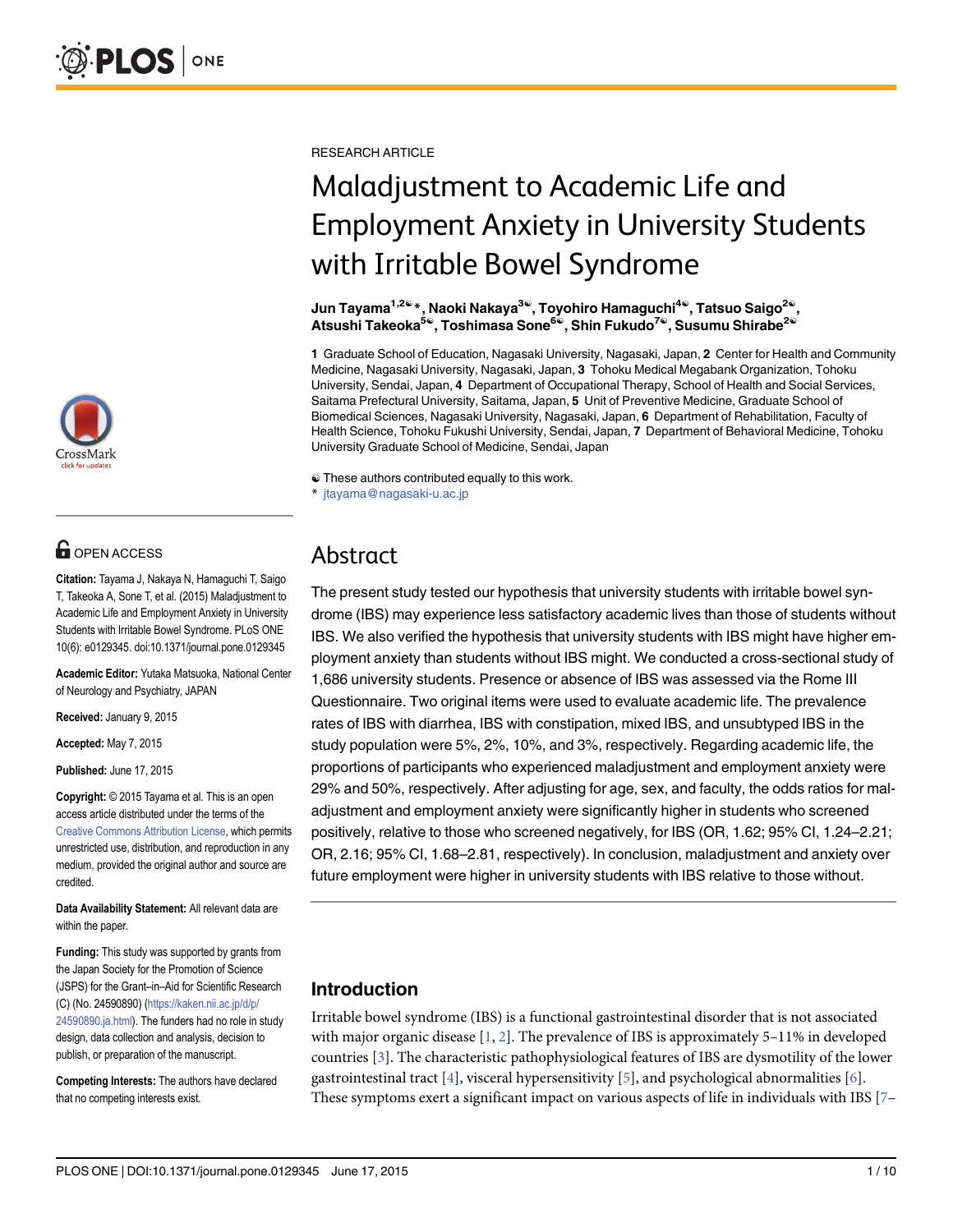RESEARCH ARTICLE

# Maladjustment to Academic Life and Employment Anxiety in University Students with Irritable Bowel Syndrome

**Jun Tayama[1,2☯*], Naoki Nakaya[3☯], Toyohiro Hamaguchi[4☯], Tatsuo Saigo[2☯], Atsushi Takeoka[5☯], Toshimasa Sone[6☯], Shin Fukudo[7☯], Susumu Shirabe[2☯]**

**1** Graduate School of Education, Nagasaki University, Nagasaki, Japan, **2** Center for Health and Community Medicine, Nagasaki University, Nagasaki, Japan, **3** Tohoku Medical Megabank Organization, Tohoku University, Sendai, Japan, **4** Department of Occupational Therapy, School of Health and Social Services, Saitama Prefectural University, Saitama, Japan, **5** Unit of Preventive Medicine, Graduate School of Biomedical Sciences, Nagasaki University, Nagasaki, Japan, **6** Department of Rehabilitation, Faculty of Health Science, Tohoku Fukushi University, Sendai, Japan, **7** Department of Behavioral Medicine, Tohoku University Graduate School of Medicine, Sendai, Japan

☯ These authors contributed equally to this work.
* jtayama@nagasaki-u.ac.jp

OPEN ACCESS

**Citation:** Tayama J, Nakaya N, Hamaguchi T, Saigo T, Takeoka A, Sone T, et al. (2015) Maladjustment to Academic Life and Employment Anxiety in University Students with Irritable Bowel Syndrome. PLoS ONE 10(6): e0129345. doi:10.1371/journal.pone.0129345

**Academic Editor:** Yutaka Matsuoka, National Center of Neurology and Psychiatry, JAPAN

**Received:** January 9, 2015

**Accepted:** May 7, 2015

**Published:** June 17, 2015

**Copyright:** © 2015 Tayama et al. This is an open access article distributed under the terms of the Creative Commons Attribution License, which permits unrestricted use, distribution, and reproduction in any medium, provided the original author and source are credited.

**Data Availability Statement:** All relevant data are within the paper.

**Funding:** This study was supported by grants from the Japan Society for the Promotion of Science (JSPS) for the Grant–in–Aid for Scientific Research (C) (No. 24590890) (https://kaken.nii.ac.jp/d/p/24590890.ja.html). The funders had no role in study design, data collection and analysis, decision to publish, or preparation of the manuscript.

**Competing Interests:** The authors have declared that no competing interests exist.

## Abstract

The present study tested our hypothesis that university students with irritable bowel syndrome (IBS) may experience less satisfactory academic lives than those of students without IBS. We also verified the hypothesis that university students with IBS might have higher employment anxiety than students without IBS might. We conducted a cross-sectional study of 1,686 university students. Presence or absence of IBS was assessed via the Rome III Questionnaire. Two original items were used to evaluate academic life. The prevalence rates of IBS with diarrhea, IBS with constipation, mixed IBS, and unsubtyped IBS in the study population were 5%, 2%, 10%, and 3%, respectively. Regarding academic life, the proportions of participants who experienced maladjustment and employment anxiety were 29% and 50%, respectively. After adjusting for age, sex, and faculty, the odds ratios for maladjustment and employment anxiety were significantly higher in students who screened positively, relative to those who screened negatively, for IBS (OR, 1.62; 95% CI, 1.24–2.21; OR, 2.16; 95% CI, 1.68–2.81, respectively). In conclusion, maladjustment and anxiety over future employment were higher in university students with IBS relative to those without.

## Introduction

Irritable bowel syndrome (IBS) is a functional gastrointestinal disorder that is not associated with major organic disease [1, 2]. The prevalence of IBS is approximately 5–11% in developed countries [3]. The characteristic pathophysiological features of IBS are dysmotility of the lower gastrointestinal tract [4], visceral hypersensitivity [5], and psychological abnormalities [6]. These symptoms exert a significant impact on various aspects of life in individuals with IBS [7–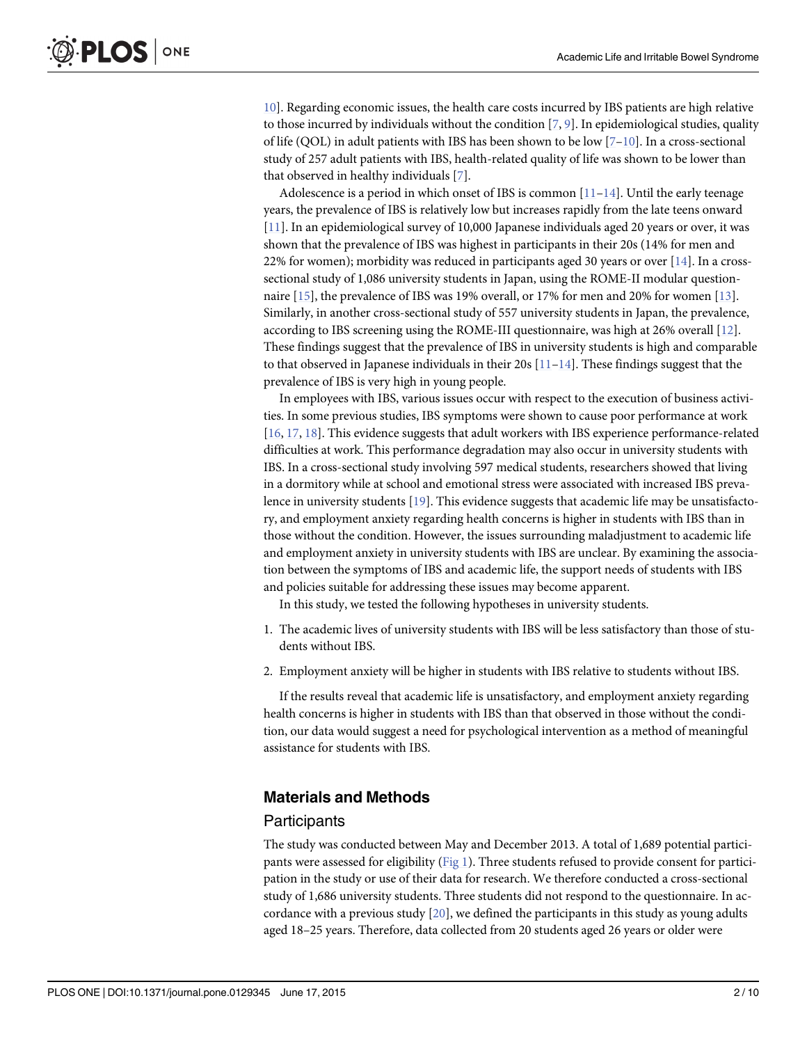10]. Regarding economic issues, the health care costs incurred by IBS patients are high relative to those incurred by individuals without the condition [7, 9]. In epidemiological studies, quality of life (QOL) in adult patients with IBS has been shown to be low [7–10]. In a cross-sectional study of 257 adult patients with IBS, health-related quality of life was shown to be lower than that observed in healthy individuals [7].

Adolescence is a period in which onset of IBS is common [11–14]. Until the early teenage years, the prevalence of IBS is relatively low but increases rapidly from the late teens onward [11]. In an epidemiological survey of 10,000 Japanese individuals aged 20 years or over, it was shown that the prevalence of IBS was highest in participants in their 20s (14% for men and 22% for women); morbidity was reduced in participants aged 30 years or over [14]. In a cross-sectional study of 1,086 university students in Japan, using the ROME-II modular questionnaire [15], the prevalence of IBS was 19% overall, or 17% for men and 20% for women [13]. Similarly, in another cross-sectional study of 557 university students in Japan, the prevalence, according to IBS screening using the ROME-III questionnaire, was high at 26% overall [12]. These findings suggest that the prevalence of IBS in university students is high and comparable to that observed in Japanese individuals in their 20s [11–14]. These findings suggest that the prevalence of IBS is very high in young people.

In employees with IBS, various issues occur with respect to the execution of business activities. In some previous studies, IBS symptoms were shown to cause poor performance at work [16, 17, 18]. This evidence suggests that adult workers with IBS experience performance-related difficulties at work. This performance degradation may also occur in university students with IBS. In a cross-sectional study involving 597 medical students, researchers showed that living in a dormitory while at school and emotional stress were associated with increased IBS prevalence in university students [19]. This evidence suggests that academic life may be unsatisfactory, and employment anxiety regarding health concerns is higher in students with IBS than in those without the condition. However, the issues surrounding maladjustment to academic life and employment anxiety in university students with IBS are unclear. By examining the association between the symptoms of IBS and academic life, the support needs of students with IBS and policies suitable for addressing these issues may become apparent.

In this study, we tested the following hypotheses in university students.

1. The academic lives of university students with IBS will be less satisfactory than those of students without IBS.
2. Employment anxiety will be higher in students with IBS relative to students without IBS.

If the results reveal that academic life is unsatisfactory, and employment anxiety regarding health concerns is higher in students with IBS than that observed in those without the condition, our data would suggest a need for psychological intervention as a method of meaningful assistance for students with IBS.

## Materials and Methods

### Participants

The study was conducted between May and December 2013. A total of 1,689 potential participants were assessed for eligibility (Fig 1). Three students refused to provide consent for participation in the study or use of their data for research. We therefore conducted a cross-sectional study of 1,686 university students. Three students did not respond to the questionnaire. In accordance with a previous study [20], we defined the participants in this study as young adults aged 18–25 years. Therefore, data collected from 20 students aged 26 years or older were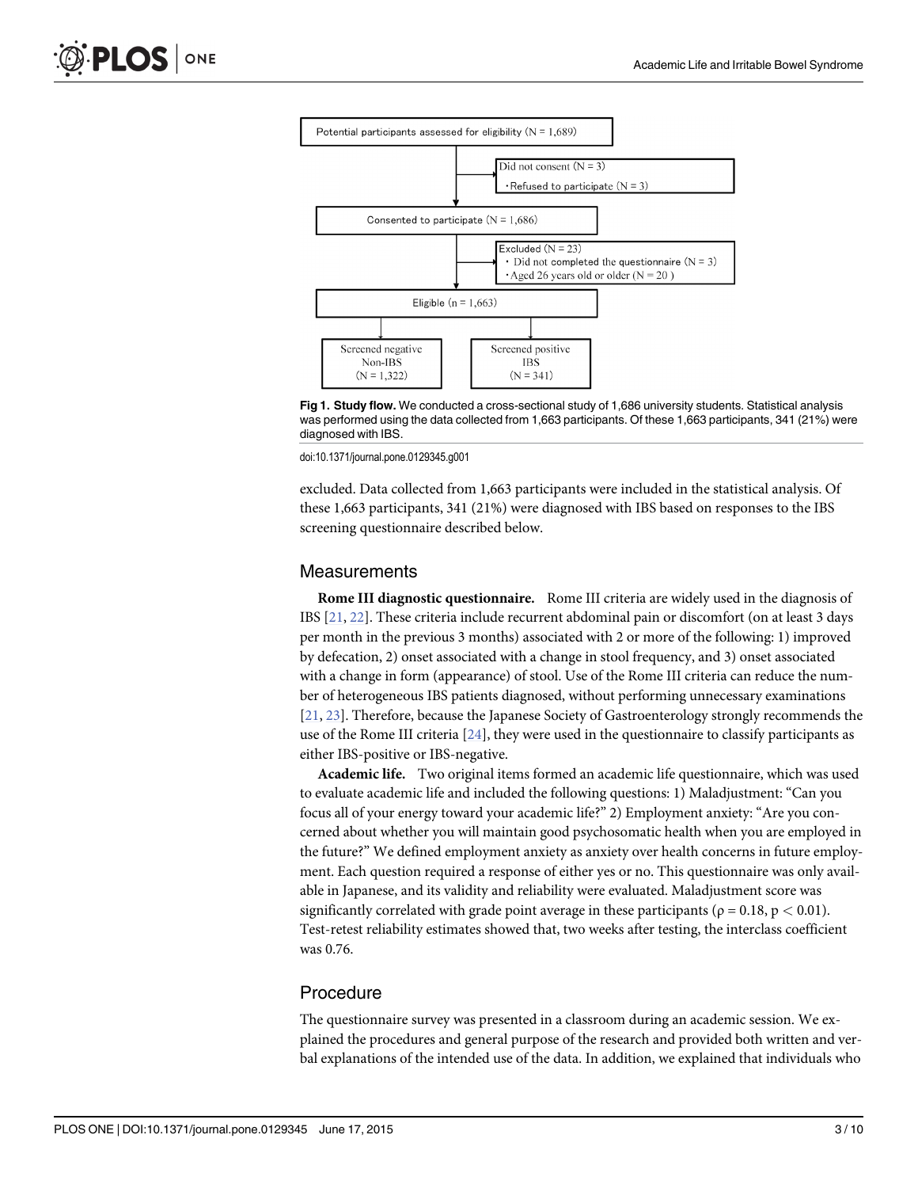Potential participants assessed for eligibility (N = 1,689)

Did not consent (N = 3)
- Refused to participate (N = 3)

Consented to participate (N = 1,686)

Excluded (N = 23)
- Did not completed the questionnaire (N = 3)
- Aged 26 years old or older (N = 20 )

Eligible (n = 1,663)

Screened negative Non-IBS (N = 1,322)

Screened positive IBS (N = 341)

**Fig 1. Study flow.** We conducted a cross-sectional study of 1,686 university students. Statistical analysis was performed using the data collected from 1,663 participants. Of these 1,663 participants, 341 (21%) were diagnosed with IBS.

doi:10.1371/journal.pone.0129345.g001

excluded. Data collected from 1,663 participants were included in the statistical analysis. Of these 1,663 participants, 341 (21%) were diagnosed with IBS based on responses to the IBS screening questionnaire described below.

## Measurements

**Rome III diagnostic questionnaire.** Rome III criteria are widely used in the diagnosis of IBS [21, 22]. These criteria include recurrent abdominal pain or discomfort (on at least 3 days per month in the previous 3 months) associated with 2 or more of the following: 1) improved by defecation, 2) onset associated with a change in stool frequency, and 3) onset associated with a change in form (appearance) of stool. Use of the Rome III criteria can reduce the number of heterogeneous IBS patients diagnosed, without performing unnecessary examinations [21, 23]. Therefore, because the Japanese Society of Gastroenterology strongly recommends the use of the Rome III criteria [24], they were used in the questionnaire to classify participants as either IBS-positive or IBS-negative.

**Academic life.** Two original items formed an academic life questionnaire, which was used to evaluate academic life and included the following questions: 1) Maladjustment: "Can you focus all of your energy toward your academic life?" 2) Employment anxiety: "Are you concerned about whether you will maintain good psychosomatic health when you are employed in the future?" We defined employment anxiety as anxiety over health concerns in future employment. Each question required a response of either yes or no. This questionnaire was only available in Japanese, and its validity and reliability were evaluated. Maladjustment score was significantly correlated with grade point average in these participants ($\rho = 0.18$, $p < 0.01$). Test-retest reliability estimates showed that, two weeks after testing, the interclass coefficient was 0.76.

## Procedure

The questionnaire survey was presented in a classroom during an academic session. We explained the procedures and general purpose of the research and provided both written and verbal explanations of the intended use of the data. In addition, we explained that individuals who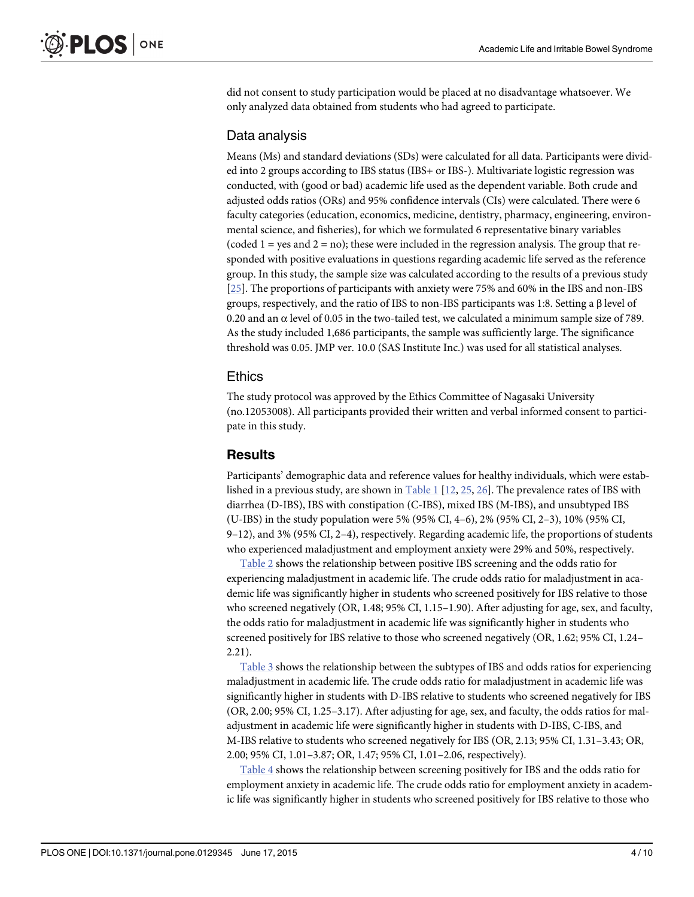did not consent to study participation would be placed at no disadvantage whatsoever. We only analyzed data obtained from students who had agreed to participate.

## Data analysis

Means (Ms) and standard deviations (SDs) were calculated for all data. Participants were divided into 2 groups according to IBS status (IBS+ or IBS-). Multivariate logistic regression was conducted, with (good or bad) academic life used as the dependent variable. Both crude and adjusted odds ratios (ORs) and 95% confidence intervals (CIs) were calculated. There were 6 faculty categories (education, economics, medicine, dentistry, pharmacy, engineering, environmental science, and fisheries), for which we formulated 6 representative binary variables (coded 1 = yes and 2 = no); these were included in the regression analysis. The group that responded with positive evaluations in questions regarding academic life served as the reference group. In this study, the sample size was calculated according to the results of a previous study [25]. The proportions of participants with anxiety were 75% and 60% in the IBS and non-IBS groups, respectively, and the ratio of IBS to non-IBS participants was 1:8. Setting a $\beta$ level of 0.20 and an $\alpha$ level of 0.05 in the two-tailed test, we calculated a minimum sample size of 789. As the study included 1,686 participants, the sample was sufficiently large. The significance threshold was 0.05. JMP ver. 10.0 (SAS Institute Inc.) was used for all statistical analyses.

## Ethics

The study protocol was approved by the Ethics Committee of Nagasaki University (no.12053008). All participants provided their written and verbal informed consent to participate in this study.

# Results

Participants' demographic data and reference values for healthy individuals, which were established in a previous study, are shown in Table 1 [12, 25, 26]. The prevalence rates of IBS with diarrhea (D-IBS), IBS with constipation (C-IBS), mixed IBS (M-IBS), and unsubtyped IBS (U-IBS) in the study population were 5% (95% CI, 4–6), 2% (95% CI, 2–3), 10% (95% CI, 9–12), and 3% (95% CI, 2–4), respectively. Regarding academic life, the proportions of students who experienced maladjustment and employment anxiety were 29% and 50%, respectively.

Table 2 shows the relationship between positive IBS screening and the odds ratio for experiencing maladjustment in academic life. The crude odds ratio for maladjustment in academic life was significantly higher in students who screened positively for IBS relative to those who screened negatively (OR, 1.48; 95% CI, 1.15–1.90). After adjusting for age, sex, and faculty, the odds ratio for maladjustment in academic life was significantly higher in students who screened positively for IBS relative to those who screened negatively (OR, 1.62; 95% CI, 1.24–2.21).

Table 3 shows the relationship between the subtypes of IBS and odds ratios for experiencing maladjustment in academic life. The crude odds ratio for maladjustment in academic life was significantly higher in students with D-IBS relative to students who screened negatively for IBS (OR, 2.00; 95% CI, 1.25–3.17). After adjusting for age, sex, and faculty, the odds ratios for maladjustment in academic life were significantly higher in students with D-IBS, C-IBS, and M-IBS relative to students who screened negatively for IBS (OR, 2.13; 95% CI, 1.31–3.43; OR, 2.00; 95% CI, 1.01–3.87; OR, 1.47; 95% CI, 1.01–2.06, respectively).

Table 4 shows the relationship between screening positively for IBS and the odds ratio for employment anxiety in academic life. The crude odds ratio for employment anxiety in academic life was significantly higher in students who screened positively for IBS relative to those who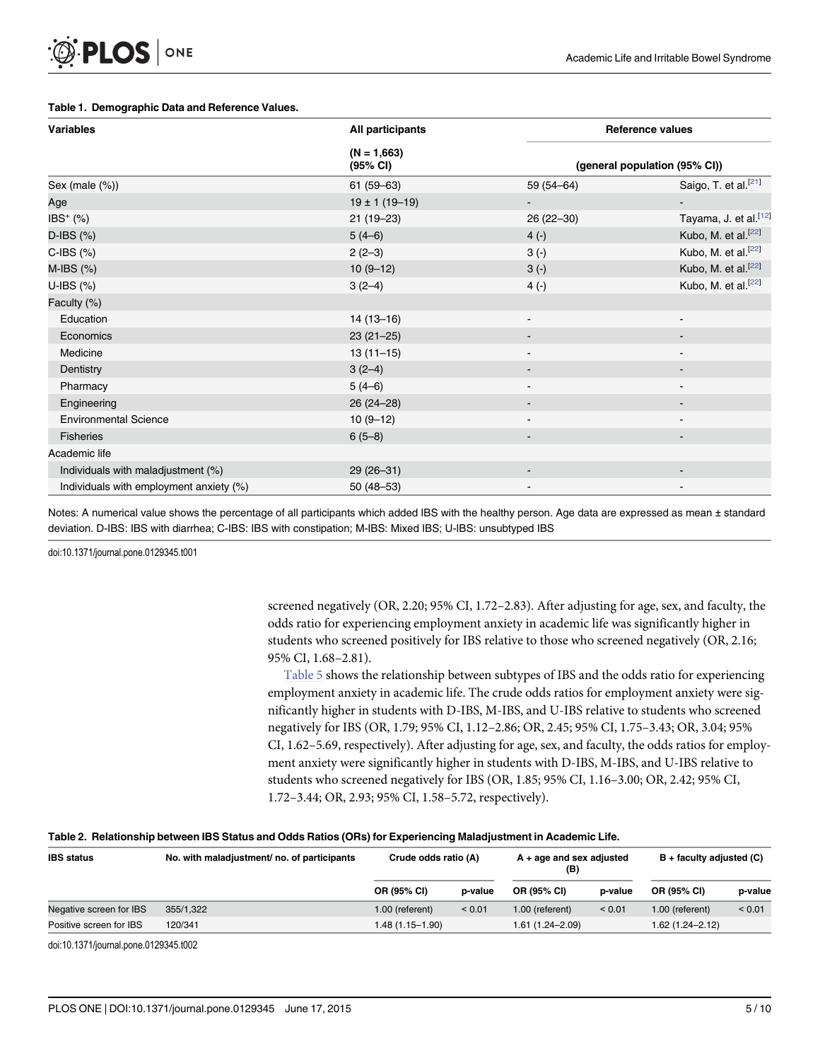**Table 1. Demographic Data and Reference Values.**

| Variables | All participants | Reference values | |
|---|---|---|---|
| | (N = 1,663) (95% CI) | (general population (95% CI)) | |
| Sex (male (%)) | 61 (59–63) | 59 (54–64) | Saigo, T. et al.[21] |
| Age | 19 ± 1 (19–19) | - | - |
| IBS⁺ (%) | 21 (19–23) | 26 (22–30) | Tayama, J. et al.[12] |
| D-IBS (%) | 5 (4–6) | 4 (-) | Kubo, M. et al.[22] |
| C-IBS (%) | 2 (2–3) | 3 (-) | Kubo, M. et al.[22] |
| M-IBS (%) | 10 (9–12) | 3 (-) | Kubo, M. et al.[22] |
| U-IBS (%) | 3 (2–4) | 4 (-) | Kubo, M. et al.[22] |
| Faculty (%) | | | |
| Education | 14 (13–16) | - | - |
| Economics | 23 (21–25) | - | - |
| Medicine | 13 (11–15) | - | - |
| Dentistry | 3 (2–4) | - | - |
| Pharmacy | 5 (4–6) | - | - |
| Engineering | 26 (24–28) | - | - |
| Environmental Science | 10 (9–12) | - | - |
| Fisheries | 6 (5–8) | - | - |
| Academic life | | | |
| Individuals with maladjustment (%) | 29 (26–31) | - | - |
| Individuals with employment anxiety (%) | 50 (48–53) | - | - |

Notes: A numerical value shows the percentage of all participants which added IBS with the healthy person. Age data are expressed as mean ± standard deviation. D-IBS: IBS with diarrhea; C-IBS: IBS with constipation; M-IBS: Mixed IBS; U-IBS: unsubtyped IBS

doi:10.1371/journal.pone.0129345.t001

screened negatively (OR, 2.20; 95% CI, 1.72–2.83). After adjusting for age, sex, and faculty, the odds ratio for experiencing employment anxiety in academic life was significantly higher in students who screened positively for IBS relative to those who screened negatively (OR, 2.16; 95% CI, 1.68–2.81).

Table 5 shows the relationship between subtypes of IBS and the odds ratio for experiencing employment anxiety in academic life. The crude odds ratios for employment anxiety were significantly higher in students with D-IBS, M-IBS, and U-IBS relative to students who screened negatively for IBS (OR, 1.79; 95% CI, 1.12–2.86; OR, 2.45; 95% CI, 1.75–3.43; OR, 3.04; 95% CI, 1.62–5.69, respectively). After adjusting for age, sex, and faculty, the odds ratios for employment anxiety were significantly higher in students with D-IBS, M-IBS, and U-IBS relative to students who screened negatively for IBS (OR, 1.85; 95% CI, 1.16–3.00; OR, 2.42; 95% CI, 1.72–3.44; OR, 2.93; 95% CI, 1.58–5.72, respectively).

**Table 2. Relationship between IBS Status and Odds Ratios (ORs) for Experiencing Maladjustment in Academic Life.**

| IBS status | No. with maladjustment/ no. of participants | Crude odds ratio (A) | | A + age and sex adjusted (B) | | B + faculty adjusted (C) | |
|---|---|---|---|---|---|---|---|
| | | OR (95% CI) | p-value | OR (95% CI) | p-value | OR (95% CI) | p-value |
| Negative screen for IBS | 355/1,322 | 1.00 (referent) | < 0.01 | 1.00 (referent) | < 0.01 | 1.00 (referent) | < 0.01 |
| Positive screen for IBS | 120/341 | 1.48 (1.15–1.90) | | 1.61 (1.24–2.09) | | 1.62 (1.24–2.12) | |

doi:10.1371/journal.pone.0129345.t002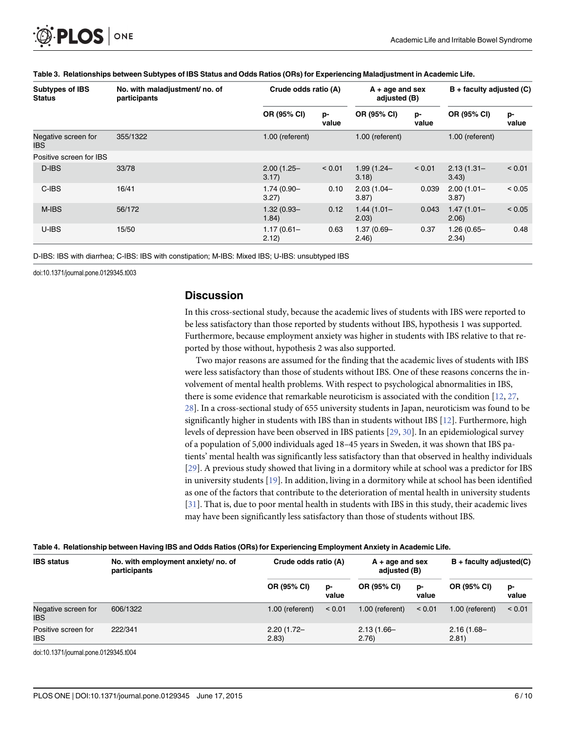**Table 3. Relationships between Subtypes of IBS Status and Odds Ratios (ORs) for Experiencing Maladjustment in Academic Life.**

| Subtypes of IBS Status | No. with maladjustment/ no. of participants | Crude odds ratio (A) | | A + age and sex adjusted (B) | | B + faculty adjusted (C) | |
|---|---|---|---|---|---|---|---|
| | | OR (95% CI) | p-value | OR (95% CI) | p-value | OR (95% CI) | p-value |
| Negative screen for IBS | 355/1322 | 1.00 (referent) | | 1.00 (referent) | | 1.00 (referent) | |
| Positive screen for IBS | | | | | | | |
| D-IBS | 33/78 | 2.00 (1.25–3.17) | < 0.01 | 1.99 (1.24–3.18) | < 0.01 | 2.13 (1.31–3.43) | < 0.01 |
| C-IBS | 16/41 | 1.74 (0.90–3.27) | 0.10 | 2.03 (1.04–3.87) | 0.039 | 2.00 (1.01–3.87) | < 0.05 |
| M-IBS | 56/172 | 1.32 (0.93–1.84) | 0.12 | 1.44 (1.01–2.03) | 0.043 | 1.47 (1.01–2.06) | < 0.05 |
| U-IBS | 15/50 | 1.17 (0.61–2.12) | 0.63 | 1.37 (0.69–2.46) | 0.37 | 1.26 (0.65–2.34) | 0.48 |

D-IBS: IBS with diarrhea; C-IBS: IBS with constipation; M-IBS: Mixed IBS; U-IBS: unsubtyped IBS

doi:10.1371/journal.pone.0129345.t003

## Discussion

In this cross-sectional study, because the academic lives of students with IBS were reported to be less satisfactory than those reported by students without IBS, hypothesis 1 was supported. Furthermore, because employment anxiety was higher in students with IBS relative to that reported by those without, hypothesis 2 was also supported.

Two major reasons are assumed for the finding that the academic lives of students with IBS were less satisfactory than those of students without IBS. One of these reasons concerns the involvement of mental health problems. With respect to psychological abnormalities in IBS, there is some evidence that remarkable neuroticism is associated with the condition [12, 27, 28]. In a cross-sectional study of 655 university students in Japan, neuroticism was found to be significantly higher in students with IBS than in students without IBS [12]. Furthermore, high levels of depression have been observed in IBS patients [29, 30]. In an epidemiological survey of a population of 5,000 individuals aged 18–45 years in Sweden, it was shown that IBS patients' mental health was significantly less satisfactory than that observed in healthy individuals [29]. A previous study showed that living in a dormitory while at school was a predictor for IBS in university students [19]. In addition, living in a dormitory while at school has been identified as one of the factors that contribute to the deterioration of mental health in university students [31]. That is, due to poor mental health in students with IBS in this study, their academic lives may have been significantly less satisfactory than those of students without IBS.

**Table 4. Relationship between Having IBS and Odds Ratios (ORs) for Experiencing Employment Anxiety in Academic Life.**

| IBS status | No. with employment anxiety/ no. of participants | Crude odds ratio (A) | | A + age and sex adjusted (B) | | B + faculty adjusted(C) | |
|---|---|---|---|---|---|---|---|
| | | OR (95% CI) | p-value | OR (95% CI) | p-value | OR (95% CI) | p-value |
| Negative screen for IBS | 606/1322 | 1.00 (referent) | < 0.01 | 1.00 (referent) | < 0.01 | 1.00 (referent) | < 0.01 |
| Positive screen for IBS | 222/341 | 2.20 (1.72–2.83) | | 2.13 (1.66–2.76) | | 2.16 (1.68–2.81) | |

doi:10.1371/journal.pone.0129345.t004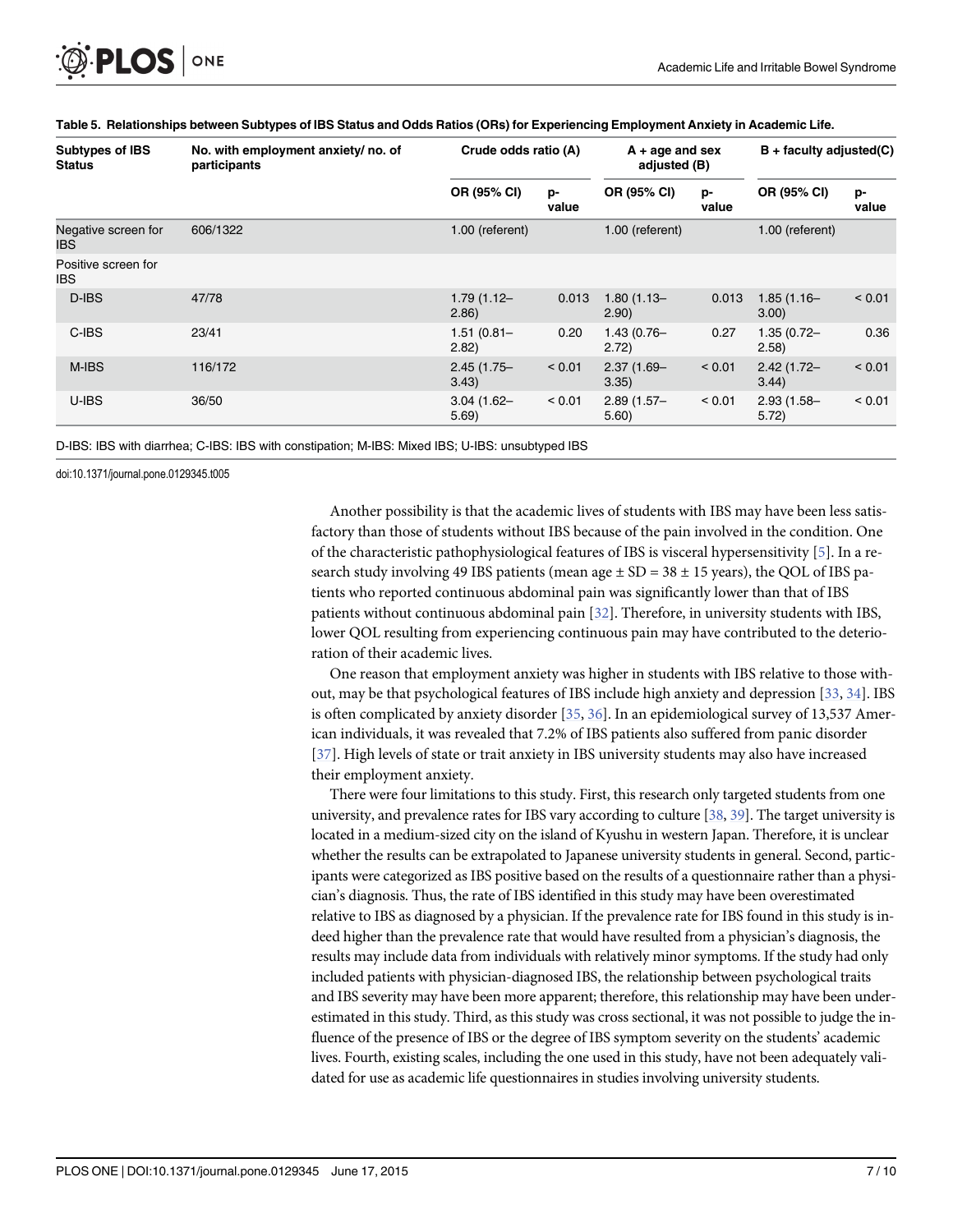**Table 5. Relationships between Subtypes of IBS Status and Odds Ratios (ORs) for Experiencing Employment Anxiety in Academic Life.**

| Subtypes of IBS Status | No. with employment anxiety/ no. of participants | Crude odds ratio (A) | | A + age and sex adjusted (B) | | B + faculty adjusted(C) | |
|---|---|---|---|---|---|---|---|
| | | OR (95% CI) | p-value | OR (95% CI) | p-value | OR (95% CI) | p-value |
| Negative screen for IBS | 606/1322 | 1.00 (referent) | | 1.00 (referent) | | 1.00 (referent) | |
| Positive screen for IBS | | | | | | | |
| D-IBS | 47/78 | 1.79 (1.12–2.86) | 0.013 | 1.80 (1.13–2.90) | 0.013 | 1.85 (1.16–3.00) | < 0.01 |
| C-IBS | 23/41 | 1.51 (0.81–2.82) | 0.20 | 1.43 (0.76–2.72) | 0.27 | 1.35 (0.72–2.58) | 0.36 |
| M-IBS | 116/172 | 2.45 (1.75–3.43) | < 0.01 | 2.37 (1.69–3.35) | < 0.01 | 2.42 (1.72–3.44) | < 0.01 |
| U-IBS | 36/50 | 3.04 (1.62–5.69) | < 0.01 | 2.89 (1.57–5.60) | < 0.01 | 2.93 (1.58–5.72) | < 0.01 |

D-IBS: IBS with diarrhea; C-IBS: IBS with constipation; M-IBS: Mixed IBS; U-IBS: unsubtyped IBS

doi:10.1371/journal.pone.0129345.t005

Another possibility is that the academic lives of students with IBS may have been less satisfactory than those of students without IBS because of the pain involved in the condition. One of the characteristic pathophysiological features of IBS is visceral hypersensitivity [5]. In a research study involving 49 IBS patients (mean age ± SD = 38 ± 15 years), the QOL of IBS patients who reported continuous abdominal pain was significantly lower than that of IBS patients without continuous abdominal pain [32]. Therefore, in university students with IBS, lower QOL resulting from experiencing continuous pain may have contributed to the deterioration of their academic lives.

One reason that employment anxiety was higher in students with IBS relative to those without, may be that psychological features of IBS include high anxiety and depression [33, 34]. IBS is often complicated by anxiety disorder [35, 36]. In an epidemiological survey of 13,537 American individuals, it was revealed that 7.2% of IBS patients also suffered from panic disorder [37]. High levels of state or trait anxiety in IBS university students may also have increased their employment anxiety.

There were four limitations to this study. First, this research only targeted students from one university, and prevalence rates for IBS vary according to culture [38, 39]. The target university is located in a medium-sized city on the island of Kyushu in western Japan. Therefore, it is unclear whether the results can be extrapolated to Japanese university students in general. Second, participants were categorized as IBS positive based on the results of a questionnaire rather than a physician's diagnosis. Thus, the rate of IBS identified in this study may have been overestimated relative to IBS as diagnosed by a physician. If the prevalence rate for IBS found in this study is indeed higher than the prevalence rate that would have resulted from a physician's diagnosis, the results may include data from individuals with relatively minor symptoms. If the study had only included patients with physician-diagnosed IBS, the relationship between psychological traits and IBS severity may have been more apparent; therefore, this relationship may have been underestimated in this study. Third, as this study was cross sectional, it was not possible to judge the influence of the presence of IBS or the degree of IBS symptom severity on the students' academic lives. Fourth, existing scales, including the one used in this study, have not been adequately validated for use as academic life questionnaires in studies involving university students.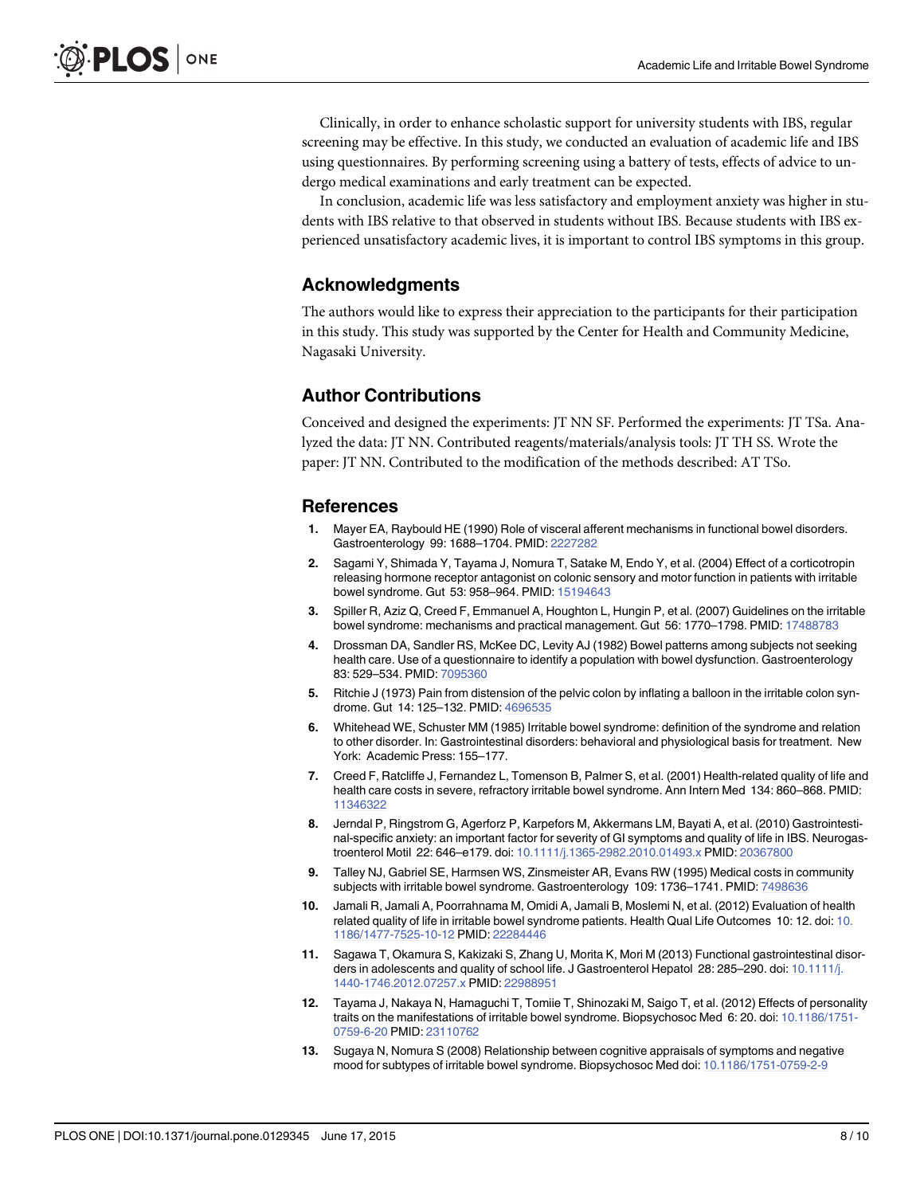Clinically, in order to enhance scholastic support for university students with IBS, regular screening may be effective. In this study, we conducted an evaluation of academic life and IBS using questionnaires. By performing screening using a battery of tests, effects of advice to undergo medical examinations and early treatment can be expected.

In conclusion, academic life was less satisfactory and employment anxiety was higher in students with IBS relative to that observed in students without IBS. Because students with IBS experienced unsatisfactory academic lives, it is important to control IBS symptoms in this group.

## Acknowledgments

The authors would like to express their appreciation to the participants for their participation in this study. This study was supported by the Center for Health and Community Medicine, Nagasaki University.

## Author Contributions

Conceived and designed the experiments: JT NN SF. Performed the experiments: JT TSa. Analyzed the data: JT NN. Contributed reagents/materials/analysis tools: JT TH SS. Wrote the paper: JT NN. Contributed to the modification of the methods described: AT TSo.

## References

1. Mayer EA, Raybould HE (1990) Role of visceral afferent mechanisms in functional bowel disorders. Gastroenterology 99: 1688–1704. PMID: 2227282
2. Sagami Y, Shimada Y, Tayama J, Nomura T, Satake M, Endo Y, et al. (2004) Effect of a corticotropin releasing hormone receptor antagonist on colonic sensory and motor function in patients with irritable bowel syndrome. Gut 53: 958–964. PMID: 15194643
3. Spiller R, Aziz Q, Creed F, Emmanuel A, Houghton L, Hungin P, et al. (2007) Guidelines on the irritable bowel syndrome: mechanisms and practical management. Gut 56: 1770–1798. PMID: 17488783
4. Drossman DA, Sandler RS, McKee DC, Levity AJ (1982) Bowel patterns among subjects not seeking health care. Use of a questionnaire to identify a population with bowel dysfunction. Gastroenterology 83: 529–534. PMID: 7095360
5. Ritchie J (1973) Pain from distension of the pelvic colon by inflating a balloon in the irritable colon syndrome. Gut 14: 125–132. PMID: 4696535
6. Whitehead WE, Schuster MM (1985) Irritable bowel syndrome: definition of the syndrome and relation to other disorder. In: Gastrointestinal disorders: behavioral and physiological basis for treatment. New York: Academic Press: 155–177.
7. Creed F, Ratcliffe J, Fernandez L, Tomenson B, Palmer S, et al. (2001) Health-related quality of life and health care costs in severe, refractory irritable bowel syndrome. Ann Intern Med 134: 860–868. PMID: 11346322
8. Jerndal P, Ringstrom G, Agerforz P, Karpefors M, Akkermans LM, Bayati A, et al. (2010) Gastrointestinal-specific anxiety: an important factor for severity of GI symptoms and quality of life in IBS. Neurogastroenterol Motil 22: 646–e179. doi: 10.1111/j.1365-2982.2010.01493.x PMID: 20367800
9. Talley NJ, Gabriel SE, Harmsen WS, Zinsmeister AR, Evans RW (1995) Medical costs in community subjects with irritable bowel syndrome. Gastroenterology 109: 1736–1741. PMID: 7498636
10. Jamali R, Jamali A, Poorrahnama M, Omidi A, Jamali B, Moslemi N, et al. (2012) Evaluation of health related quality of life in irritable bowel syndrome patients. Health Qual Life Outcomes 10: 12. doi: 10.1186/1477-7525-10-12 PMID: 22284446
11. Sagawa T, Okamura S, Kakizaki S, Zhang U, Morita K, Mori M (2013) Functional gastrointestinal disorders in adolescents and quality of school life. J Gastroenterol Hepatol 28: 285–290. doi: 10.1111/j.1440-1746.2012.07257.x PMID: 22988951
12. Tayama J, Nakaya N, Hamaguchi T, Tomiie T, Shinozaki M, Saigo T, et al. (2012) Effects of personality traits on the manifestations of irritable bowel syndrome. Biopsychosoc Med 6: 20. doi: 10.1186/1751-0759-6-20 PMID: 23110762
13. Sugaya N, Nomura S (2008) Relationship between cognitive appraisals of symptoms and negative mood for subtypes of irritable bowel syndrome. Biopsychosoc Med doi: 10.1186/1751-0759-2-9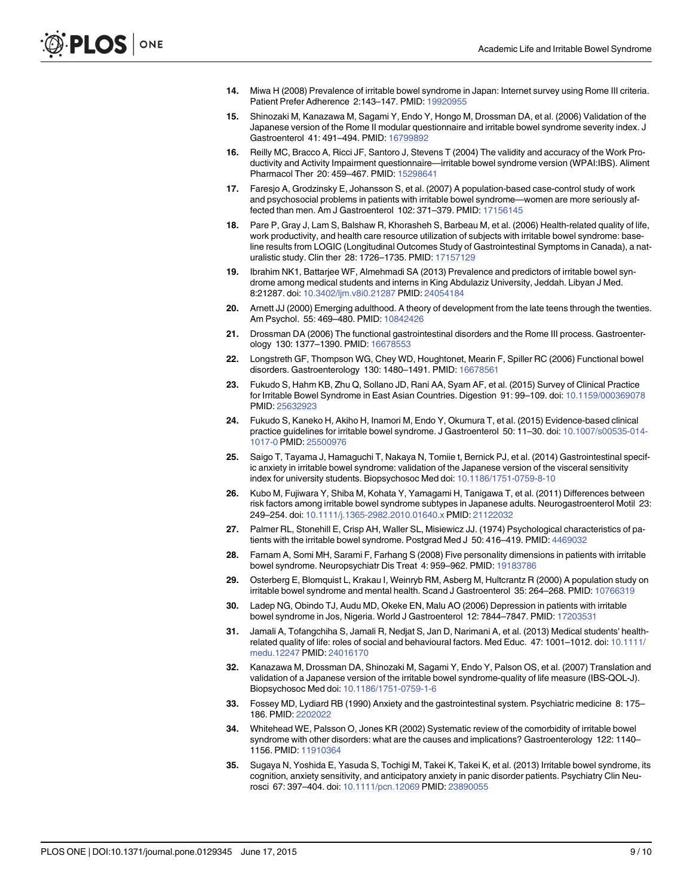14. Miwa H (2008) Prevalence of irritable bowel syndrome in Japan: Internet survey using Rome III criteria. Patient Prefer Adherence 2:143–147. PMID: 19920955

15. Shinozaki M, Kanazawa M, Sagami Y, Endo Y, Hongo M, Drossman DA, et al. (2006) Validation of the Japanese version of the Rome II modular questionnaire and irritable bowel syndrome severity index. J Gastroenterol 41: 491–494. PMID: 16799892

16. Reilly MC, Bracco A, Ricci JF, Santoro J, Stevens T (2004) The validity and accuracy of the Work Productivity and Activity Impairment questionnaire—irritable bowel syndrome version (WPAI:IBS). Aliment Pharmacol Ther 20: 459–467. PMID: 15298641

17. Faresjo A, Grodzinsky E, Johansson S, et al. (2007) A population-based case-control study of work and psychosocial problems in patients with irritable bowel syndrome—women are more seriously affected than men. Am J Gastroenterol 102: 371–379. PMID: 17156145

18. Pare P, Gray J, Lam S, Balshaw R, Khorasheh S, Barbeau M, et al. (2006) Health-related quality of life, work productivity, and health care resource utilization of subjects with irritable bowel syndrome: baseline results from LOGIC (Longitudinal Outcomes Study of Gastrointestinal Symptoms in Canada), a naturalistic study. Clin ther 28: 1726–1735. PMID: 17157129

19. Ibrahim NK1, Battarjee WF, Almehmadi SA (2013) Prevalence and predictors of irritable bowel syndrome among medical students and interns in King Abdulaziz University, Jeddah. Libyan J Med. 8:21287. doi: 10.3402/ljm.v8i0.21287 PMID: 24054184

20. Arnett JJ (2000) Emerging adulthood. A theory of development from the late teens through the twenties. Am Psychol. 55: 469–480. PMID: 10842426

21. Drossman DA (2006) The functional gastrointestinal disorders and the Rome III process. Gastroenterology 130: 1377–1390. PMID: 16678553

22. Longstreth GF, Thompson WG, Chey WD, Houghtonet, Mearin F, Spiller RC (2006) Functional bowel disorders. Gastroenterology 130: 1480–1491. PMID: 16678561

23. Fukudo S, Hahm KB, Zhu Q, Sollano JD, Rani AA, Syam AF, et al. (2015) Survey of Clinical Practice for Irritable Bowel Syndrome in East Asian Countries. Digestion 91: 99–109. doi: 10.1159/000369078 PMID: 25632923

24. Fukudo S, Kaneko H, Akiho H, Inamori M, Endo Y, Okumura T, et al. (2015) Evidence-based clinical practice guidelines for irritable bowel syndrome. J Gastroenterol 50: 11–30. doi: 10.1007/s00535-014-1017-0 PMID: 25500976

25. Saigo T, Tayama J, Hamaguchi T, Nakaya N, Tomiie t, Bernick PJ, et al. (2014) Gastrointestinal specific anxiety in irritable bowel syndrome: validation of the Japanese version of the visceral sensitivity index for university students. Biopsychosoc Med doi: 10.1186/1751-0759-8-10

26. Kubo M, Fujiwara Y, Shiba M, Kohata Y, Yamagami H, Tanigawa T, et al. (2011) Differences between risk factors among irritable bowel syndrome subtypes in Japanese adults. Neurogastroenterol Motil 23: 249–254. doi: 10.1111/j.1365-2982.2010.01640.x PMID: 21122032

27. Palmer RL, Stonehill E, Crisp AH, Waller SL, Misiewicz JJ. (1974) Psychological characteristics of patients with the irritable bowel syndrome. Postgrad Med J 50: 416–419. PMID: 4469032

28. Farnam A, Somi MH, Sarami F, Farhang S (2008) Five personality dimensions in patients with irritable bowel syndrome. Neuropsychiatr Dis Treat 4: 959–962. PMID: 19183786

29. Osterberg E, Blomquist L, Krakau I, Weinryb RM, Asberg M, Hultcrantz R (2000) A population study on irritable bowel syndrome and mental health. Scand J Gastroenterol 35: 264–268. PMID: 10766319

30. Ladep NG, Obindo TJ, Audu MD, Okeke EN, Malu AO (2006) Depression in patients with irritable bowel syndrome in Jos, Nigeria. World J Gastroenterol 12: 7844–7847. PMID: 17203531

31. Jamali A, Tofangchiha S, Jamali R, Nedjat S, Jan D, Narimani A, et al. (2013) Medical students' health-related quality of life: roles of social and behavioural factors. Med Educ. 47: 1001–1012. doi: 10.1111/medu.12247 PMID: 24016170

32. Kanazawa M, Drossman DA, Shinozaki M, Sagami Y, Endo Y, Palson OS, et al. (2007) Translation and validation of a Japanese version of the irritable bowel syndrome-quality of life measure (IBS-QOL-J). Biopsychosoc Med doi: 10.1186/1751-0759-1-6

33. Fossey MD, Lydiard RB (1990) Anxiety and the gastrointestinal system. Psychiatric medicine 8: 175–186. PMID: 2202022

34. Whitehead WE, Palsson O, Jones KR (2002) Systematic review of the comorbidity of irritable bowel syndrome with other disorders: what are the causes and implications? Gastroenterology 122: 1140–1156. PMID: 11910364

35. Sugaya N, Yoshida E, Yasuda S, Tochigi M, Takei K, Takei K, et al. (2013) Irritable bowel syndrome, its cognition, anxiety sensitivity, and anticipatory anxiety in panic disorder patients. Psychiatry Clin Neurosci 67: 397–404. doi: 10.1111/pcn.12069 PMID: 23890055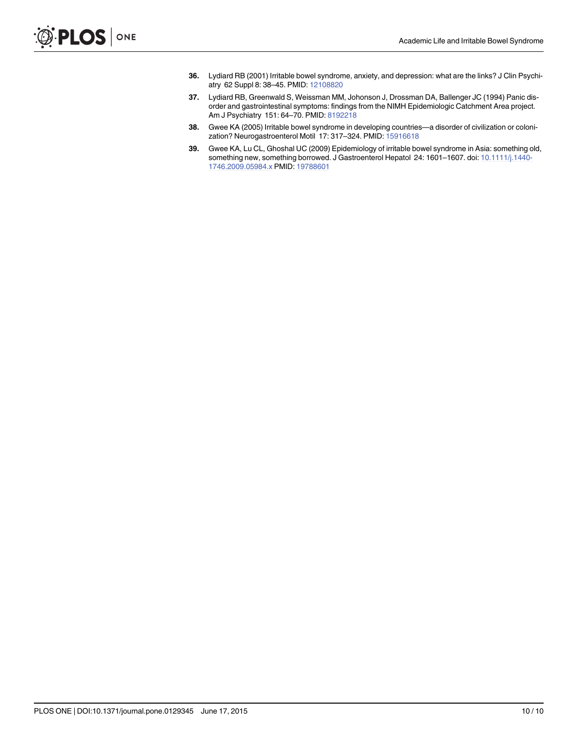36. Lydiard RB (2001) Irritable bowel syndrome, anxiety, and depression: what are the links? J Clin Psychiatry 62 Suppl 8: 38–45. PMID: 12108820

37. Lydiard RB, Greenwald S, Weissman MM, Johonson J, Drossman DA, Ballenger JC (1994) Panic disorder and gastrointestinal symptoms: findings from the NIMH Epidemiologic Catchment Area project. Am J Psychiatry 151: 64–70. PMID: 8192218

38. Gwee KA (2005) Irritable bowel syndrome in developing countries—a disorder of civilization or colonization? Neurogastroenterol Motil 17: 317–324. PMID: 15916618

39. Gwee KA, Lu CL, Ghoshal UC (2009) Epidemiology of irritable bowel syndrome in Asia: something old, something new, something borrowed. J Gastroenterol Hepatol 24: 1601–1607. doi: 10.1111/j.1440-1746.2009.05984.x PMID: 19788601